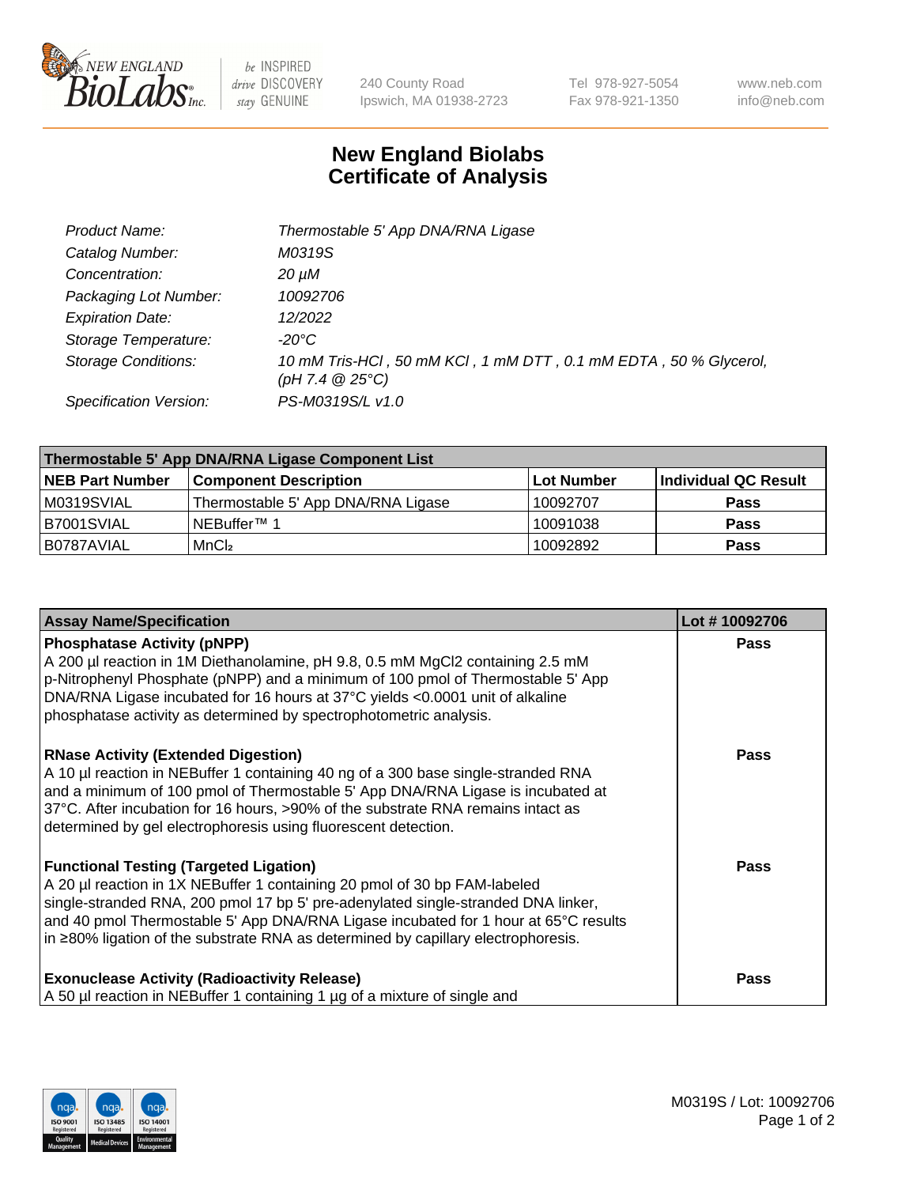# New England Biolabs Certificate of Analysis

| | |
|---|---|
| *Product Name:* | *Thermostable 5' App DNA/RNA Ligase* |
| *Catalog Number:* | *M0319S* |
| *Concentration:* | *20 µM* |
| *Packaging Lot Number:* | *10092706* |
| *Expiration Date:* | *12/2022* |
| *Storage Temperature:* | *-20°C* |
| *Storage Conditions:* | *10 mM Tris-HCl , 50 mM KCl , 1 mM DTT , 0.1 mM EDTA , 50 % Glycerol, (pH 7.4 @ 25°C)* |
| *Specification Version:* | *PS-M0319S/L v1.0* |

| Thermostable 5' App DNA/RNA Ligase Component List | | | |
|---|---|---|---|
| **NEB Part Number** | **Component Description** | **Lot Number** | **Individual QC Result** |
| M0319SVIAL | Thermostable 5' App DNA/RNA Ligase | 10092707 | **Pass** |
| B7001SVIAL | NEBuffer™ 1 | 10091038 | **Pass** |
| B0787AVIAL | $MnCl_2$ | 10092892 | **Pass** |

| Assay Name/Specification | Lot # 10092706 |
|---|---|
| **Phosphatase Activity (pNPP)**<br>A 200 µl reaction in 1M Diethanolamine, pH 9.8, 0.5 mM MgCl2 containing 2.5 mM p-Nitrophenyl Phosphate (pNPP) and a minimum of 100 pmol of Thermostable 5' App DNA/RNA Ligase incubated for 16 hours at 37°C yields <0.0001 unit of alkaline phosphatase activity as determined by spectrophotometric analysis. | **Pass** |
| **RNase Activity (Extended Digestion)**<br>A 10 µl reaction in NEBuffer 1 containing 40 ng of a 300 base single-stranded RNA and a minimum of 100 pmol of Thermostable 5' App DNA/RNA Ligase is incubated at 37°C. After incubation for 16 hours, >90% of the substrate RNA remains intact as determined by gel electrophoresis using fluorescent detection. | **Pass** |
| **Functional Testing (Targeted Ligation)**<br>A 20 µl reaction in 1X NEBuffer 1 containing 20 pmol of 30 bp FAM-labeled single-stranded RNA, 200 pmol 17 bp 5' pre-adenylated single-stranded DNA linker, and 40 pmol Thermostable 5' App DNA/RNA Ligase incubated for 1 hour at 65°C results in ≥80% ligation of the substrate RNA as determined by capillary electrophoresis. | **Pass** |
| **Exonuclease Activity (Radioactivity Release)**<br>A 50 µl reaction in NEBuffer 1 containing 1 µg of a mixture of single and | **Pass** |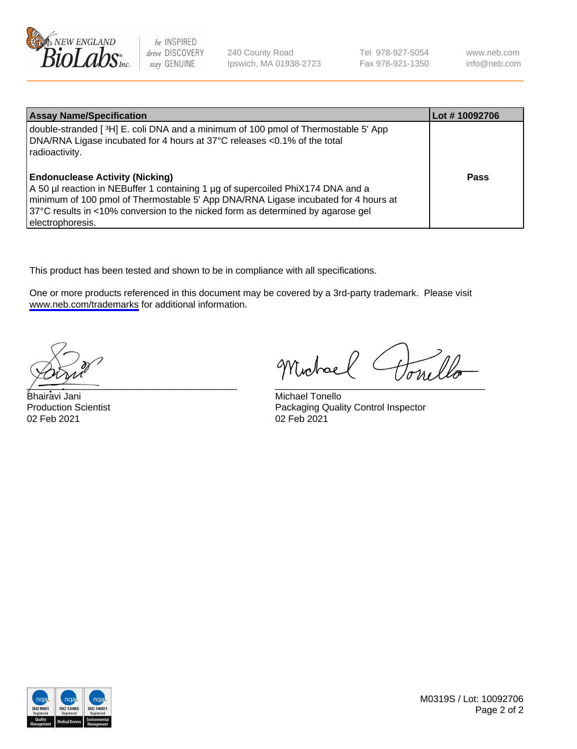| Assay Name/Specification | Lot # 10092706 |
|---|---|
| double-stranded [ $^3$H] E. coli DNA and a minimum of 100 pmol of Thermostable 5' App DNA/RNA Ligase incubated for 4 hours at 37°C releases <0.1% of the total radioactivity. | |
| **Endonuclease Activity (Nicking)**<br>A 50 µl reaction in NEBuffer 1 containing 1 µg of supercoiled PhiX174 DNA and a minimum of 100 pmol of Thermostable 5' App DNA/RNA Ligase incubated for 4 hours at 37°C results in <10% conversion to the nicked form as determined by agarose gel electrophoresis. | **Pass** |

This product has been tested and shown to be in compliance with all specifications.

One or more products referenced in this document may be covered by a 3rd-party trademark. Please visit www.neb.com/trademarks for additional information.

Bhairavi Jani
Production Scientist
02 Feb 2021

Michael Tonello
Packaging Quality Control Inspector
02 Feb 2021

M0319S / Lot: 10092706